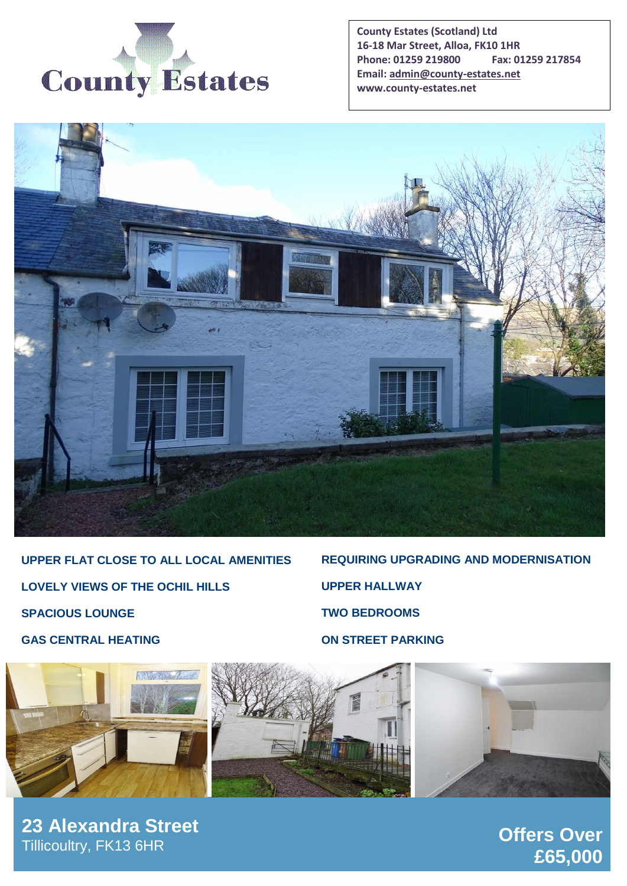County Estates

**County Estates (Scotland) Ltd**
**16-18 Mar Street, Alloa, FK10 1HR**
**Phone: 01259 219800 Fax: 01259 217854**
**Email: admin@county-estates.net**
**www.county-estates.net**

- **UPPER FLAT CLOSE TO ALL LOCAL AMENITIES**
- **LOVELY VIEWS OF THE OCHIL HILLS**
- **SPACIOUS LOUNGE**
- **GAS CENTRAL HEATING**
- **REQUIRING UPGRADING AND MODERNISATION**
- **UPPER HALLWAY**
- **TWO BEDROOMS**
- **ON STREET PARKING**

## 23 Alexandra Street
Tillicoultry, FK13 6HR

**Offers Over £65,000**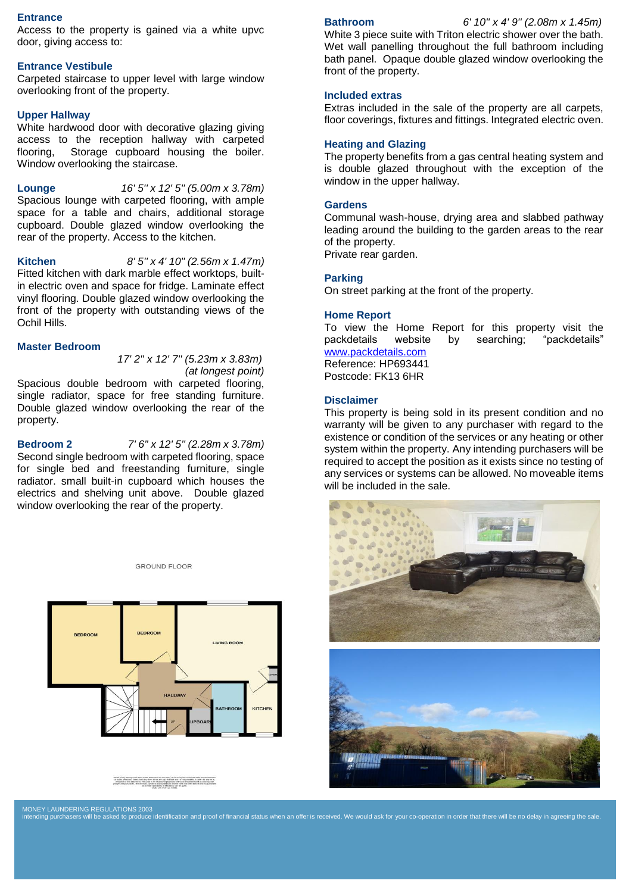### Entrance

Access to the property is gained via a white upvc door, giving access to:

### Entrance Vestibule

Carpeted staircase to upper level with large window overlooking front of the property.

### Upper Hallway

White hardwood door with decorative glazing giving access to the reception hallway with carpeted flooring, Storage cupboard housing the boiler. Window overlooking the staircase.

### Lounge *16' 5" x 12' 5" (5.00m x 3.78m)*

Spacious lounge with carpeted flooring, with ample space for a table and chairs, additional storage cupboard. Double glazed window overlooking the rear of the property. Access to the kitchen.

### Kitchen *8' 5" x 4' 10" (2.56m x 1.47m)*

Fitted kitchen with dark marble effect worktops, built-in electric oven and space for fridge. Laminate effect vinyl flooring. Double glazed window overlooking the front of the property with outstanding views of the Ochil Hills.

### Master Bedroom

*17' 2" x 12' 7" (5.23m x 3.83m) (at longest point)*

Spacious double bedroom with carpeted flooring, single radiator, space for free standing furniture. Double glazed window overlooking the rear of the property.

### Bedroom 2 *7' 6" x 12' 5" (2.28m x 3.78m)*

Second single bedroom with carpeted flooring, space for single bed and freestanding furniture, single radiator. small built-in cupboard which houses the electrics and shelving unit above. Double glazed window overlooking the rear of the property.

GROUND FLOOR

BEDROOM

BEDROOM

LIVING ROOM

HALLWAY

BATHROOM

KITCHEN

UP

CUPBOARD

### Bathroom *6' 10" x 4' 9" (2.08m x 1.45m)*

White 3 piece suite with Triton electric shower over the bath. Wet wall panelling throughout the full bathroom including bath panel. Opaque double glazed window overlooking the front of the property.

### Included extras

Extras included in the sale of the property are all carpets, floor coverings, fixtures and fittings. Integrated electric oven.

### Heating and Glazing

The property benefits from a gas central heating system and is double glazed throughout with the exception of the window in the upper hallway.

### Gardens

Communal wash-house, drying area and slabbed pathway leading around the building to the garden areas to the rear of the property.
Private rear garden.

### Parking

On street parking at the front of the property.

### Home Report

To view the Home Report for this property visit the packdetails website by searching; "packdetails" www.packdetails.com
Reference: HP693441
Postcode: FK13 6HR

### Disclaimer

This property is being sold in its present condition and no warranty will be given to any purchaser with regard to the existence or condition of the services or any heating or other system within the property. Any intending purchasers will be required to accept the position as it exists since no testing of any services or systems can be allowed. No moveable items will be included in the sale.

MONEY LAUNDERING REGULATIONS 2003
intending purchasers will be asked to produce identification and proof of financial status when an offer is received. We would ask for your co-operation in order that there will be no delay in agreeing the sale.